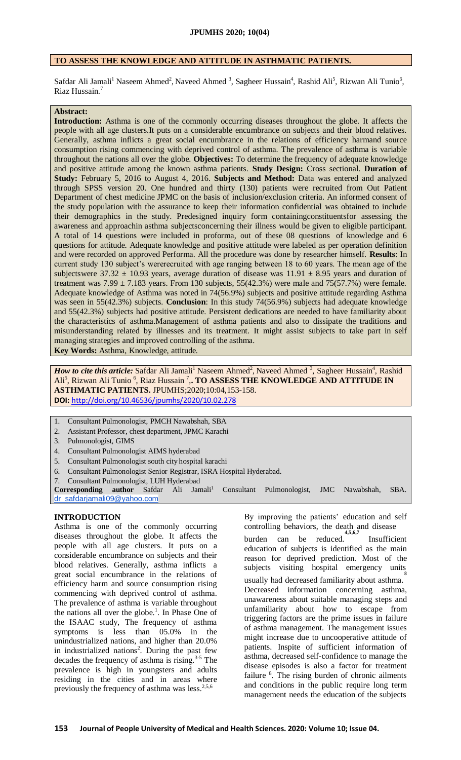# TO ASSESS THE KNOWLEDGE AND ATTITUDE IN ASTHMATIC PATIENTS.

Safdar Ali Jamali[1] Naseem Ahmed[2], Naveed Ahmed [3], Sagheer Hussain[4], Rashid Ali[5], Rizwan Ali Tunio[6], Riaz Hussain.[7]

**Abstract:**

**Introduction:** Asthma is one of the commonly occurring diseases throughout the globe. It affects the people with all age clusters.It puts on a considerable encumbrance on subjects and their blood relatives. Generally, asthma inflicts a great social encumbrance in the relations of efficiency harmand source consumption rising commencing with deprived control of asthma. The prevalence of asthma is variable throughout the nations all over the globe. **Objectives:** To determine the frequency of adequate knowledge and positive attitude among the known asthma patients. **Study Design:** Cross sectional. **Duration of Study:** February 5, 2016 to August 4, 2016. **Subjects and Method:** Data was entered and analyzed through SPSS version 20. One hundred and thirty (130) patients were recruited from Out Patient Department of chest medicine JPMC on the basis of inclusion/exclusion criteria. An informed consent of the study population with the assurance to keep their information confidential was obtained to include their demographics in the study. Predesigned inquiry form containingconstituentsfor assessing the awareness and approachin asthma subjectsconcerning their illness would be given to eligible participant. A total of 14 questions were included in proforma, out of these 08 questions of knowledge and 6 questions for attitude. Adequate knowledge and positive attitude were labeled as per operation definition and were recorded on approved Performa. All the procedure was done by researcher himself. **Results**: In current study 130 subject's wererecruited with age ranging between 18 to 60 years. The mean age of the subjectswere 37.32 ± 10.93 years, average duration of disease was 11.91 ± 8.95 years and duration of treatment was 7.99 ± 7.183 years. From 130 subjects, 55(42.3%) were male and 75(57.7%) were female. Adequate knowledge of Asthma was noted in 74(56.9%) subjects and positive attitude regarding Asthma was seen in 55(42.3%) subjects. **Conclusion**: In this study 74(56.9%) subjects had adequate knowledge and 55(42.3%) subjects had positive attitude. Persistent dedications are needed to have familiarity about the characteristics of asthma.Management of asthma patients and also to dissipate the traditions and misunderstanding related by illnesses and its treatment. It might assist subjects to take part in self managing strategies and improved controlling of the asthma.

**Key Words:** Asthma, Knowledge, attitude.

***How to cite this article:*** Safdar Ali Jamali[1] Naseem Ahmed[2], Naveed Ahmed [3], Sagheer Hussain[4], Rashid Ali[5], Rizwan Ali Tunio [6], Riaz Hussain [7],. **TO ASSESS THE KNOWLEDGE AND ATTITUDE IN ASTHMATIC PATIENTS.** JPUMHS;2020;10:04,153-158.
**DOI:** http://doi.org/10.46536/jpumhs/2020/10.02.278

1. Consultant Pulmonologist, PMCH Nawabshah, SBA
2. Assistant Professor, chest department, JPMC Karachi
3. Pulmonologist, GIMS
4. Consultant Pulmonologist AIMS hyderabad
5. Consultant Pulmonologist south city hospital karachi
6. Consultant Pulmonologist Senior Registrar, ISRA Hospital Hyderabad.
7. Consultant Pulmonologist, LUH Hyderabad

**Corresponding author** Safdar Ali Jamali[1] Consultant Pulmonologist, JMC Nawabshah, SBA. dr_safdarjamali09@yahoo.com

## INTRODUCTION

Asthma is one of the commonly occurring diseases throughout the globe. It affects the people with all age clusters. It puts on a considerable encumbrance on subjects and their blood relatives. Generally, asthma inflicts a great social encumbrance in the relations of efficiency harm and source consumption rising commencing with deprived control of asthma. The prevalence of asthma is variable throughout the nations all over the globe.[1]. In Phase One of the ISAAC study, The frequency of asthma symptoms is less than 05.0% in the unindustrialized nations, and higher than 20.0% in industrialized nations[2]. During the past few decades the frequency of asthma is rising.[3-5] The prevalence is high in youngsters and adults residing in the cities and in areas where previously the frequency of asthma was less.[2,5,6]

By improving the patients' education and self controlling behaviors, the death and disease burden can be reduced.[4,5,6,7] Insufficient education of subjects is identified as the main reason for deprived prediction. Most of the subjects visiting hospital emergency units usually had decreased familiarity about asthma.[8] Decreased information concerning asthma, unawareness about suitable managing steps and unfamiliarity about how to escape from triggering factors are the prime issues in failure of asthma management. The management issues might increase due to uncooperative attitude of patients. Inspite of sufficient information of asthma, decreased self-confidence to manage the disease episodes is also a factor for treatment failure [8]. The rising burden of chronic ailments and conditions in the public require long term management needs the education of the subjects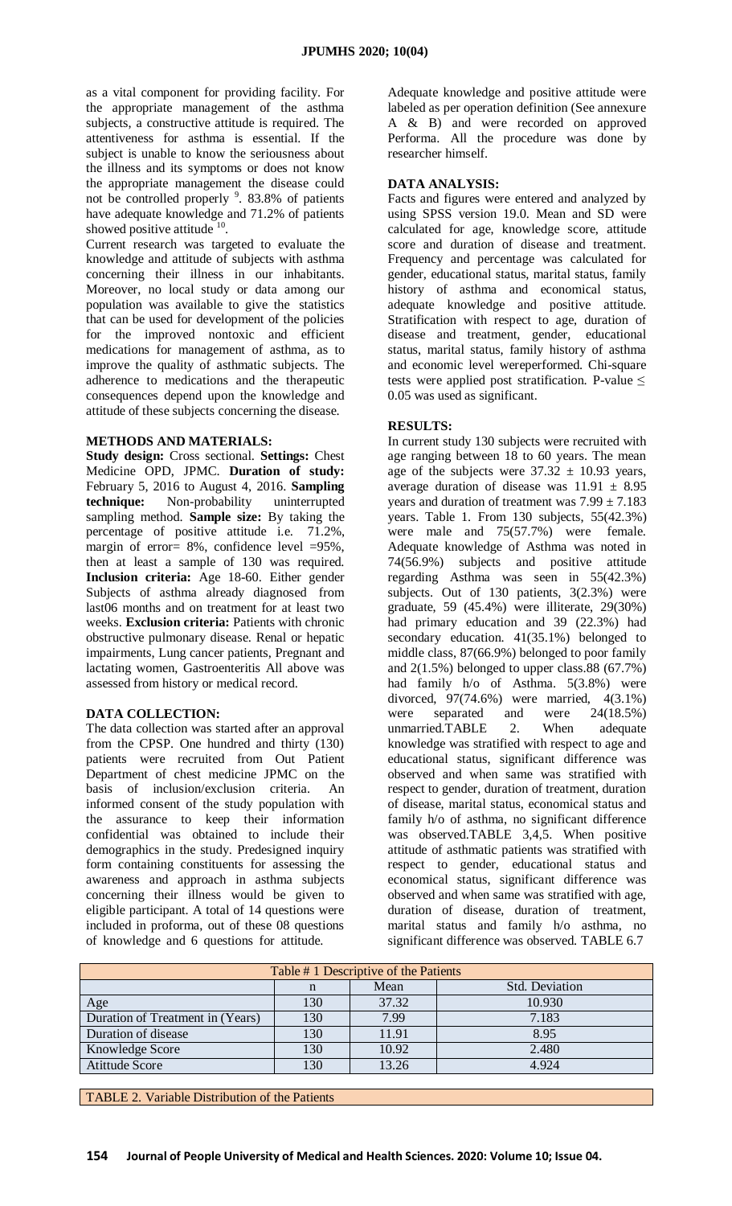as a vital component for providing facility. For the appropriate management of the asthma subjects, a constructive attitude is required. The attentiveness for asthma is essential. If the subject is unable to know the seriousness about the illness and its symptoms or does not know the appropriate management the disease could not be controlled properly [9]. 83.8% of patients have adequate knowledge and 71.2% of patients showed positive attitude [10].

Current research was targeted to evaluate the knowledge and attitude of subjects with asthma concerning their illness in our inhabitants. Moreover, no local study or data among our population was available to give the statistics that can be used for development of the policies for the improved nontoxic and efficient medications for management of asthma, as to improve the quality of asthmatic subjects. The adherence to medications and the therapeutic consequences depend upon the knowledge and attitude of these subjects concerning the disease.

## METHODS AND MATERIALS:

**Study design:** Cross sectional. **Settings:** Chest Medicine OPD, JPMC. **Duration of study:** February 5, 2016 to August 4, 2016. **Sampling technique:** Non-probability uninterrupted sampling method. **Sample size:** By taking the percentage of positive attitude i.e. 71.2%, margin of error= 8%, confidence level =95%, then at least a sample of 130 was required. **Inclusion criteria:** Age 18-60. Either gender Subjects of asthma already diagnosed from last06 months and on treatment for at least two weeks. **Exclusion criteria:** Patients with chronic obstructive pulmonary disease. Renal or hepatic impairments, Lung cancer patients, Pregnant and lactating women, Gastroenteritis All above was assessed from history or medical record.

## DATA COLLECTION:

The data collection was started after an approval from the CPSP. One hundred and thirty (130) patients were recruited from Out Patient Department of chest medicine JPMC on the basis of inclusion/exclusion criteria. An informed consent of the study population with the assurance to keep their information confidential was obtained to include their demographics in the study. Predesigned inquiry form containing constituents for assessing the awareness and approach in asthma subjects concerning their illness would be given to eligible participant. A total of 14 questions were included in proforma, out of these 08 questions of knowledge and 6 questions for attitude.

Adequate knowledge and positive attitude were labeled as per operation definition (See annexure A & B) and were recorded on approved Performa. All the procedure was done by researcher himself.

## DATA ANALYSIS:

Facts and figures were entered and analyzed by using SPSS version 19.0. Mean and SD were calculated for age, knowledge score, attitude score and duration of disease and treatment. Frequency and percentage was calculated for gender, educational status, marital status, family history of asthma and economical status, adequate knowledge and positive attitude. Stratification with respect to age, duration of disease and treatment, gender, educational status, marital status, family history of asthma and economic level wereperformed. Chi-square tests were applied post stratification. P-value ≤ 0.05 was used as significant.

## RESULTS:

In current study 130 subjects were recruited with age ranging between 18 to 60 years. The mean age of the subjects were $37.32 \pm 10.93$ years, average duration of disease was $11.91 \pm 8.95$ years and duration of treatment was $7.99 \pm 7.183$ years. Table 1. From 130 subjects, 55(42.3%) were male and 75(57.7%) were female. Adequate knowledge of Asthma was noted in 74(56.9%) subjects and positive attitude regarding Asthma was seen in 55(42.3%) subjects. Out of 130 patients, 3(2.3%) were graduate, 59 (45.4%) were illiterate, 29(30%) had primary education and 39 (22.3%) had secondary education. 41(35.1%) belonged to middle class, 87(66.9%) belonged to poor family and 2(1.5%) belonged to upper class.88 (67.7%) had family h/o of Asthma. 5(3.8%) were divorced, 97(74.6%) were married, 4(3.1%) were separated and were 24(18.5%) unmarried.TABLE 2. When adequate knowledge was stratified with respect to age and educational status, significant difference was observed and when same was stratified with respect to gender, duration of treatment, duration of disease, marital status, economical status and family h/o of asthma, no significant difference was observed.TABLE 3,4,5. When positive attitude of asthmatic patients was stratified with respect to gender, educational status and economical status, significant difference was observed and when same was stratified with age, duration of disease, duration of treatment, marital status and family h/o asthma, no significant difference was observed. TABLE 6.7

| Table # 1 Descriptive of the Patients | | | |
|---|---|---|---|
| | n | Mean | Std. Deviation |
| Age | 130 | 37.32 | 10.930 |
| Duration of Treatment in (Years) | 130 | 7.99 | 7.183 |
| Duration of disease | 130 | 11.91 | 8.95 |
| Knowledge Score | 130 | 10.92 | 2.480 |
| Atittude Score | 130 | 13.26 | 4.924 |

TABLE 2. Variable Distribution of the Patients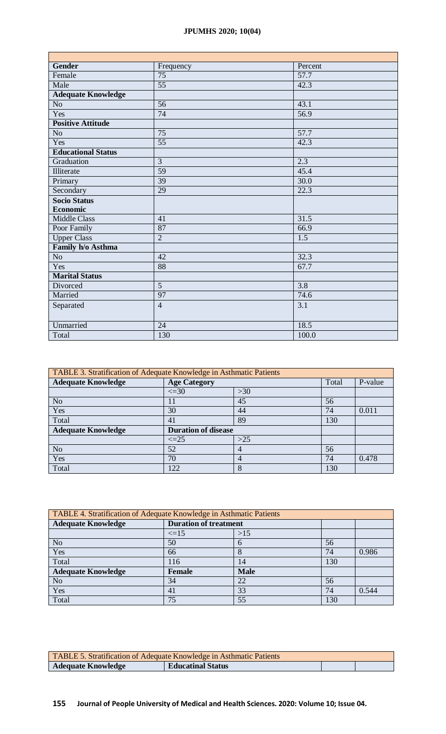| Gender | Frequency | Percent |
|---|---|---|
| Female | 75 | 57.7 |
| Male | 55 | 42.3 |
| **Adequate Knowledge** | | |
| No | 56 | 43.1 |
| Yes | 74 | 56.9 |
| **Positive Attitude** | | |
| No | 75 | 57.7 |
| Yes | 55 | 42.3 |
| **Educational Status** | | |
| Graduation | 3 | 2.3 |
| Illiterate | 59 | 45.4 |
| Primary | 39 | 30.0 |
| Secondary | 29 | 22.3 |
| **Socio Status Economic** | | |
| Middle Class | 41 | 31.5 |
| Poor Family | 87 | 66.9 |
| Upper Class | 2 | 1.5 |
| **Family h/o Asthma** | | |
| No | 42 | 32.3 |
| Yes | 88 | 67.7 |
| **Marital Status** | | |
| Divorced | 5 | 3.8 |
| Married | 97 | 74.6 |
| Separated | 4 | 3.1 |
| Unmarried | 24 | 18.5 |
| Total | 130 | 100.0 |

TABLE 3. Stratification of Adequate Knowledge in Asthmatic Patients

| **Adequate Knowledge** | **Age Category** | | Total | P-value |
|---|---|---|---|---|
| | <=30 | >30 | | |
| No | 11 | 45 | 56 | |
| Yes | 30 | 44 | 74 | 0.011 |
| Total | 41 | 89 | 130 | |
| **Adequate Knowledge** | **Duration of disease** | | | |
| | <=25 | >25 | | |
| No | 52 | 4 | 56 | |
| Yes | 70 | 4 | 74 | 0.478 |
| Total | 122 | 8 | 130 | |

TABLE 4. Stratification of Adequate Knowledge in Asthmatic Patients

| **Adequate Knowledge** | **Duration of treatment** | | | |
|---|---|---|---|---|
| | <=15 | >15 | | |
| No | 50 | 6 | 56 | |
| Yes | 66 | 8 | 74 | 0.986 |
| Total | 116 | 14 | 130 | |
| **Adequate Knowledge** | **Female** | **Male** | | |
| No | 34 | 22 | 56 | |
| Yes | 41 | 33 | 74 | 0.544 |
| Total | 75 | 55 | 130 | |

TABLE 5. Stratification of Adequate Knowledge in Asthmatic Patients

| **Adequate Knowledge** | **Educatinal Status** | | |
|---|---|---|---|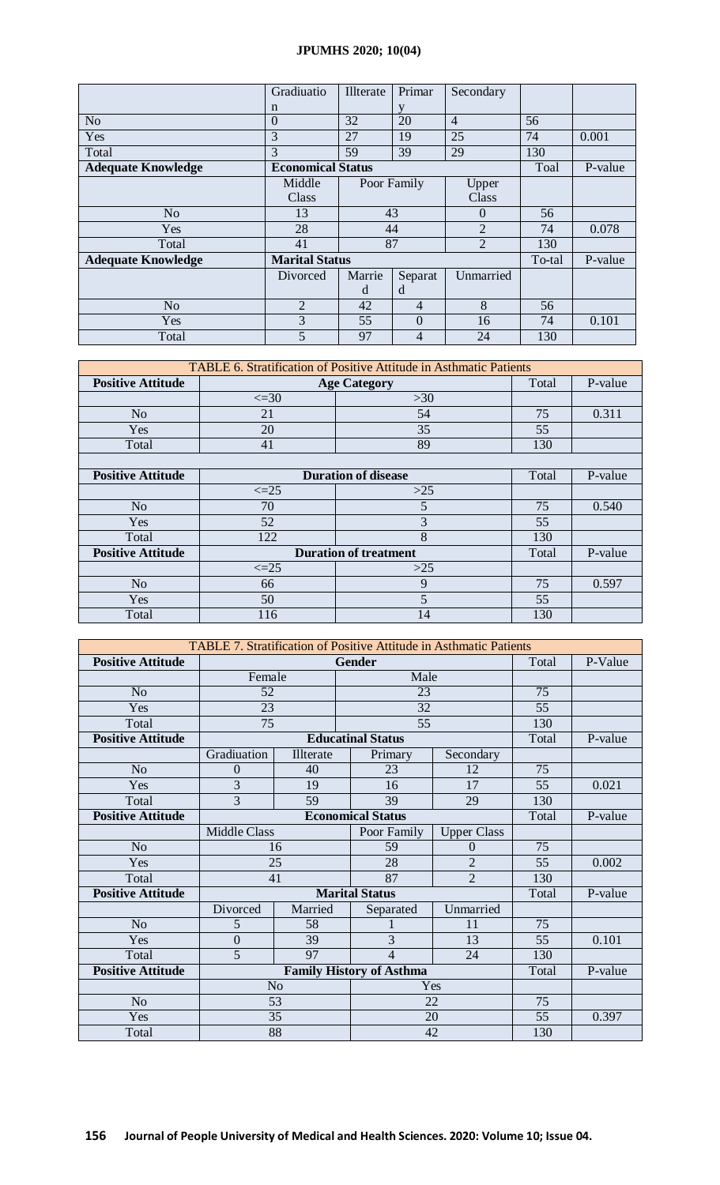| | Gradiuation | Illterate | Primary | Secondary | | |
|---|---|---|---|---|---|---|
| No | 0 | 32 | 20 | 4 | 56 | |
| Yes | 3 | 27 | 19 | 25 | 74 | 0.001 |
| Total | 3 | 59 | 39 | 29 | 130 | |
| **Adequate Knowledge** | **Economical Status** | | | | Toal | P-value |
| | Middle Class | Poor Family | | Upper Class | | |
| No | 13 | 43 | | 0 | 56 | |
| Yes | 28 | 44 | | 2 | 74 | 0.078 |
| Total | 41 | 87 | | 2 | 130 | |
| **Adequate Knowledge** | **Marital Status** | | | | To-tal | P-value |
| | Divorced | Married | Separatd | Unmarried | | |
| No | 2 | 42 | 4 | 8 | 56 | |
| Yes | 3 | 55 | 0 | 16 | 74 | 0.101 |
| Total | 5 | 97 | 4 | 24 | 130 | |

TABLE 6. Stratification of Positive Attitude in Asthmatic Patients

| **Positive Attitude** | **Age Category** | | Total | P-value |
|---|---|---|---|---|
| | <=30 | >30 | | |
| No | 21 | 54 | 75 | 0.311 |
| Yes | 20 | 35 | 55 | |
| Total | 41 | 89 | 130 | |
| **Positive Attitude** | **Duration of disease** | | Total | P-value |
| | <=25 | >25 | | |
| No | 70 | 5 | 75 | 0.540 |
| Yes | 52 | 3 | 55 | |
| Total | 122 | 8 | 130 | |
| **Positive Attitude** | **Duration of treatment** | | Total | P-value |
| | <=25 | >25 | | |
| No | 66 | 9 | 75 | 0.597 |
| Yes | 50 | 5 | 55 | |
| Total | 116 | 14 | 130 | |

TABLE 7. Stratification of Positive Attitude in Asthmatic Patients

| **Positive Attitude** | **Gender** | | | | Total | P-Value |
|---|---|---|---|---|---|---|
| | Female | | Male | | | |
| No | 52 | | 23 | | 75 | |
| Yes | 23 | | 32 | | 55 | |
| Total | 75 | | 55 | | 130 | |
| **Positive Attitude** | **Educatinal Status** | | | | Total | P-value |
| | Gradiuation | Illterate | Primary | Secondary | | |
| No | 0 | 40 | 23 | 12 | 75 | |
| Yes | 3 | 19 | 16 | 17 | 55 | 0.021 |
| Total | 3 | 59 | 39 | 29 | 130 | |
| **Positive Attitude** | **Economical Status** | | | | Total | P-value |
| | Middle Class | | Poor Family | Upper Class | | |
| No | 16 | | 59 | 0 | 75 | |
| Yes | 25 | | 28 | 2 | 55 | 0.002 |
| Total | 41 | | 87 | 2 | 130 | |
| **Positive Attitude** | **Marital Status** | | | | Total | P-value |
| | Divorced | Married | Separated | Unmarried | | |
| No | 5 | 58 | 1 | 11 | 75 | |
| Yes | 0 | 39 | 3 | 13 | 55 | 0.101 |
| Total | 5 | 97 | 4 | 24 | 130 | |
| **Positive Attitude** | **Family History of Asthma** | | | | Total | P-value |
| | No | | Yes | | | |
| No | 53 | | 22 | | 75 | |
| Yes | 35 | | 20 | | 55 | 0.397 |
| Total | 88 | | 42 | | 130 | |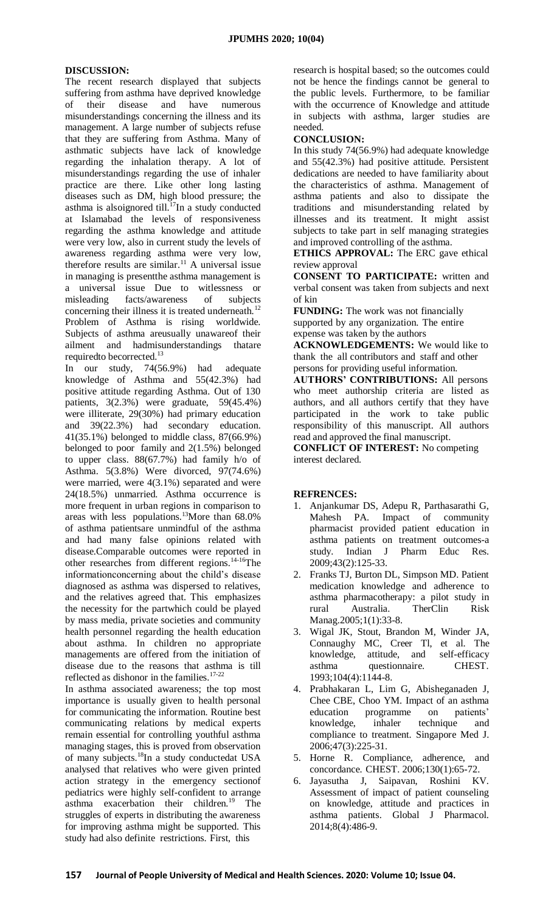## DISCUSSION:

The recent research displayed that subjects suffering from asthma have deprived knowledge of their disease and have numerous misunderstandings concerning the illness and its management. A large number of subjects refuse that they are suffering from Asthma. Many of asthmatic subjects have lack of knowledge regarding the inhalation therapy. A lot of misunderstandings regarding the use of inhaler practice are there. Like other long lasting diseases such as DM, high blood pressure; the asthma is alsoignored till.[17]In a study conducted at Islamabad the levels of responsiveness regarding the asthma knowledge and attitude were very low, also in current study the levels of awareness regarding asthma were very low, therefore results are similar.[11] A universal issue in managing is presentthe asthma management is a universal issue Due to witlessness or misleading facts/awareness of subjects concerning their illness it is treated underneath.[12] Problem of Asthma is rising worldwide. Subjects of asthma areusually unawareof their ailment and hadmisunderstandings thatare requiredto becorrected.[13]

In our study, 74(56.9%) had adequate knowledge of Asthma and 55(42.3%) had positive attitude regarding Asthma. Out of 130 patients, 3(2.3%) were graduate, 59(45.4%) were illiterate, 29(30%) had primary education and 39(22.3%) had secondary education. 41(35.1%) belonged to middle class, 87(66.9%) belonged to poor family and 2(1.5%) belonged to upper class. 88(67.7%) had family h/o of Asthma. 5(3.8%) Were divorced, 97(74.6%) were married, were 4(3.1%) separated and were 24(18.5%) unmarried. Asthma occurrence is more frequent in urban regions in comparison to areas with less populations.[13]More than 68.0% of asthma patientsare unmindful of the asthma and had many false opinions related with disease.Comparable outcomes were reported in other researches from different regions.[14-16]The informationconcerning about the child's disease diagnosed as asthma was dispersed to relatives, and the relatives agreed that. This emphasizes the necessity for the partwhich could be played by mass media, private societies and community health personnel regarding the health education about asthma. In children no appropriate managements are offered from the initiation of disease due to the reasons that asthma is till reflected as dishonor in the families.[17-22]

In asthma associated awareness; the top most importance is usually given to health personal for communicating the information. Routine best communicating relations by medical experts remain essential for controlling youthful asthma managing stages, this is proved from observation of many subjects.[18]In a study conductedat USA analysed that relatives who were given printed action strategy in the emergency sectionof pediatrics were highly self-confident to arrange asthma exacerbation their children.[19] The struggles of experts in distributing the awareness for improving asthma might be supported. This study had also definite restrictions. First, this research is hospital based; so the outcomes could not be hence the findings cannot be general to the public levels. Furthermore, to be familiar with the occurrence of Knowledge and attitude in subjects with asthma, larger studies are needed.

## CONCLUSION:

In this study 74(56.9%) had adequate knowledge and 55(42.3%) had positive attitude. Persistent dedications are needed to have familiarity about the characteristics of asthma. Management of asthma patients and also to dissipate the traditions and misunderstanding related by illnesses and its treatment. It might assist subjects to take part in self managing strategies and improved controlling of the asthma.

**ETHICS APPROVAL:** The ERC gave ethical review approval

**CONSENT TO PARTICIPATE:** written and verbal consent was taken from subjects and next of kin

**FUNDING:** The work was not financially supported by any organization. The entire expense was taken by the authors

**ACKNOWLEDGEMENTS:** We would like to thank the all contributors and staff and other persons for providing useful information.

**AUTHORS' CONTRIBUTIONS:** All persons who meet authorship criteria are listed as authors, and all authors certify that they have participated in the work to take public responsibility of this manuscript. All authors read and approved the final manuscript.

**CONFLICT OF INTEREST:** No competing interest declared.

## REFRENCES:

1. Anjankumar DS, Adepu R, Parthasarathi G, Mahesh PA. Impact of community pharmacist provided patient education in asthma patients on treatment outcomes-a study. Indian J Pharm Educ Res. 2009;43(2):125-33.
2. Franks TJ, Burton DL, Simpson MD. Patient medication knowledge and adherence to asthma pharmacotherapy: a pilot study in rural Australia. TherClin Risk Manag.2005;1(1):33-8.
3. Wigal JK, Stout, Brandon M, Winder JA, Connaughy MC, Creer Tl, et al. The knowledge, attitude, and self-efficacy asthma questionnaire. CHEST. 1993;104(4):1144-8.
4. Prabhakaran L, Lim G, Abisheganaden J, Chee CBE, Choo YM. Impact of an asthma education programme on patients' knowledge, inhaler technique and compliance to treatment. Singapore Med J. 2006;47(3):225-31.
5. Horne R. Compliance, adherence, and concordance. CHEST. 2006;130(1):65-72.
6. Jayasutha J, Saipavan, Roshini KV. Assessment of impact of patient counseling on knowledge, attitude and practices in asthma patients. Global J Pharmacol. 2014;8(4):486-9.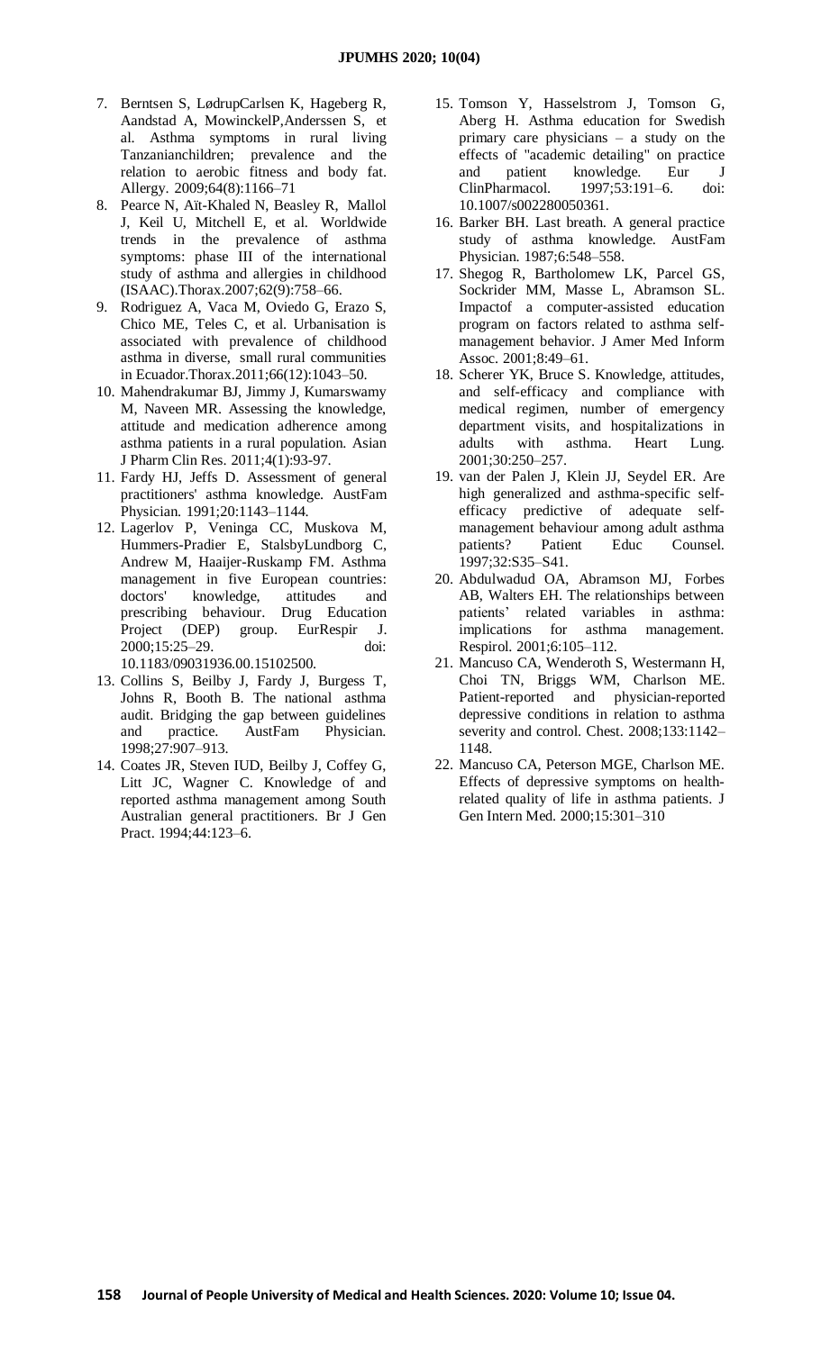7. Berntsen S, LødrupCarlsen K, Hageberg R, Aandstad A, MowinckelP,Anderssen S, et al. Asthma symptoms in rural living Tanzanianchildren; prevalence and the relation to aerobic fitness and body fat. Allergy. 2009;64(8):1166–71
8. Pearce N, Aït-Khaled N, Beasley R, Mallol J, Keil U, Mitchell E, et al. Worldwide trends in the prevalence of asthma symptoms: phase III of the international study of asthma and allergies in childhood (ISAAC).Thorax.2007;62(9):758–66.
9. Rodriguez A, Vaca M, Oviedo G, Erazo S, Chico ME, Teles C, et al. Urbanisation is associated with prevalence of childhood asthma in diverse, small rural communities in Ecuador.Thorax.2011;66(12):1043–50.
10. Mahendrakumar BJ, Jimmy J, Kumarswamy M, Naveen MR. Assessing the knowledge, attitude and medication adherence among asthma patients in a rural population. Asian J Pharm Clin Res. 2011;4(1):93-97.
11. Fardy HJ, Jeffs D. Assessment of general practitioners' asthma knowledge. AustFam Physician. 1991;20:1143–1144.
12. Lagerlov P, Veninga CC, Muskova M, Hummers-Pradier E, StalsbyLundborg C, Andrew M, Haaijer-Ruskamp FM. Asthma management in five European countries: doctors' knowledge, attitudes and prescribing behaviour. Drug Education Project (DEP) group. EurRespir J. 2000;15:25–29. doi: 10.1183/09031936.00.15102500.
13. Collins S, Beilby J, Fardy J, Burgess T, Johns R, Booth B. The national asthma audit. Bridging the gap between guidelines and practice. AustFam Physician. 1998;27:907–913.
14. Coates JR, Steven IUD, Beilby J, Coffey G, Litt JC, Wagner C. Knowledge of and reported asthma management among South Australian general practitioners. Br J Gen Pract. 1994;44:123–6.
15. Tomson Y, Hasselstrom J, Tomson G, Aberg H. Asthma education for Swedish primary care physicians – a study on the effects of "academic detailing" on practice and patient knowledge. Eur J ClinPharmacol. 1997;53:191–6. doi: 10.1007/s002280050361.
16. Barker BH. Last breath. A general practice study of asthma knowledge. AustFam Physician. 1987;6:548–558.
17. Shegog R, Bartholomew LK, Parcel GS, Sockrider MM, Masse L, Abramson SL. Impactof a computer-assisted education program on factors related to asthma self-management behavior. J Amer Med Inform Assoc. 2001;8:49–61.
18. Scherer YK, Bruce S. Knowledge, attitudes, and self-efficacy and compliance with medical regimen, number of emergency department visits, and hospitalizations in adults with asthma. Heart Lung. 2001;30:250–257.
19. van der Palen J, Klein JJ, Seydel ER. Are high generalized and asthma-specific self-efficacy predictive of adequate self-management behaviour among adult asthma patients? Patient Educ Counsel. 1997;32:S35–S41.
20. Abdulwadud OA, Abramson MJ, Forbes AB, Walters EH. The relationships between patients' related variables in asthma: implications for asthma management. Respirol. 2001;6:105–112.
21. Mancuso CA, Wenderoth S, Westermann H, Choi TN, Briggs WM, Charlson ME. Patient-reported and physician-reported depressive conditions in relation to asthma severity and control. Chest. 2008;133:1142–1148.
22. Mancuso CA, Peterson MGE, Charlson ME. Effects of depressive symptoms on health-related quality of life in asthma patients. J Gen Intern Med. 2000;15:301–310